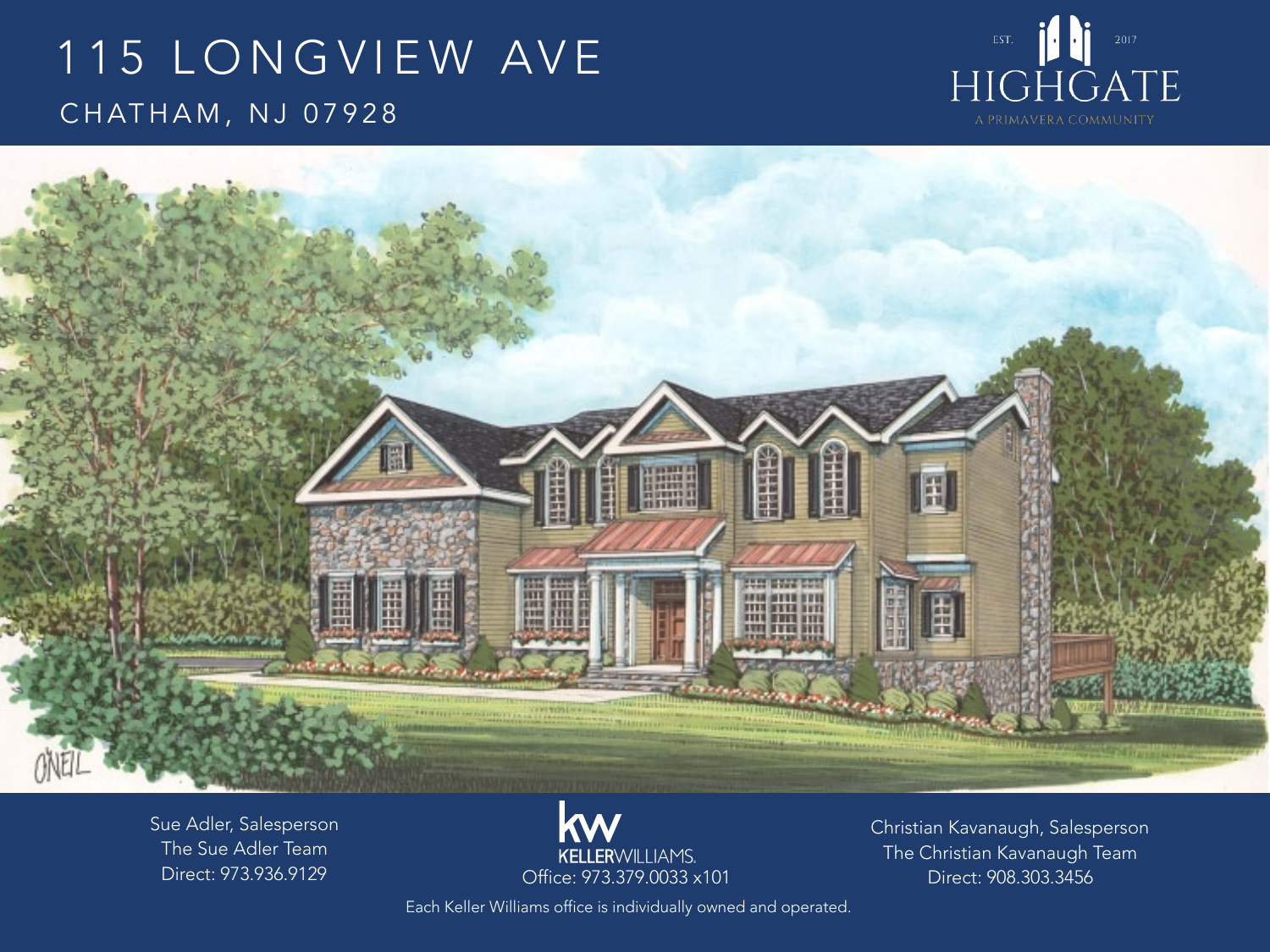# 115 LONGVIEW AVE

## CHATHAM, NJ 07928

EST. 2017
HIGHGATE
A PRIMAVERA COMMUNITY

Sue Adler, Salesperson
The Sue Adler Team
Direct: 973.936.9129

KELLERWILLIAMS.
Office: 973.379.0033 x101

Christian Kavanaugh, Salesperson
The Christian Kavanaugh Team
Direct: 908.303.3456

Each Keller Williams office is individually owned and operated.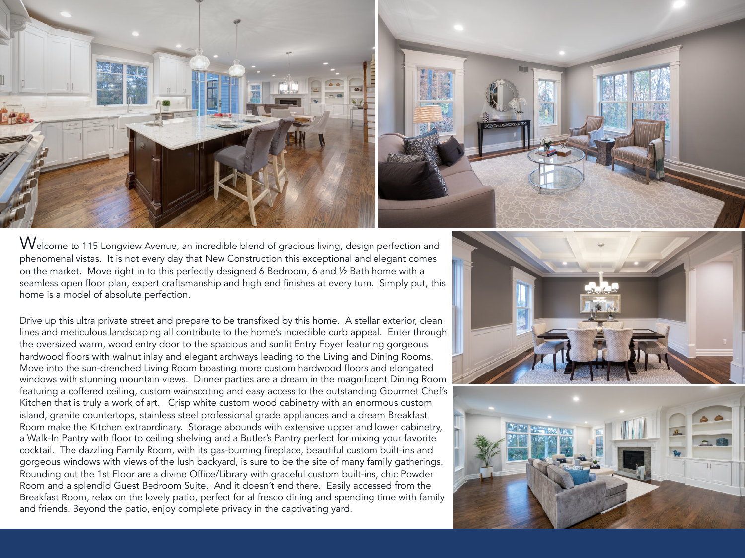Welcome to 115 Longview Avenue, an incredible blend of gracious living, design perfection and phenomenal vistas. It is not every day that New Construction this exceptional and elegant comes on the market. Move right in to this perfectly designed 6 Bedroom, 6 and ½ Bath home with a seamless open floor plan, expert craftsmanship and high end finishes at every turn. Simply put, this home is a model of absolute perfection.

Drive up this ultra private street and prepare to be transfixed by this home. A stellar exterior, clean lines and meticulous landscaping all contribute to the home's incredible curb appeal. Enter through the oversized warm, wood entry door to the spacious and sunlit Entry Foyer featuring gorgeous hardwood floors with walnut inlay and elegant archways leading to the Living and Dining Rooms. Move into the sun-drenched Living Room boasting more custom hardwood floors and elongated windows with stunning mountain views. Dinner parties are a dream in the magnificent Dining Room featuring a coffered ceiling, custom wainscoting and easy access to the outstanding Gourmet Chef's Kitchen that is truly a work of art. Crisp white custom wood cabinetry with an enormous custom island, granite countertops, stainless steel professional grade appliances and a dream Breakfast Room make the Kitchen extraordinary. Storage abounds with extensive upper and lower cabinetry, a Walk-In Pantry with floor to ceiling shelving and a Butler's Pantry perfect for mixing your favorite cocktail. The dazzling Family Room, with its gas-burning fireplace, beautiful custom built-ins and gorgeous windows with views of the lush backyard, is sure to be the site of many family gatherings. Rounding out the 1st Floor are a divine Office/Library with graceful custom built-ins, chic Powder Room and a splendid Guest Bedroom Suite. And it doesn't end there. Easily accessed from the Breakfast Room, relax on the lovely patio, perfect for al fresco dining and spending time with family and friends. Beyond the patio, enjoy complete privacy in the captivating yard.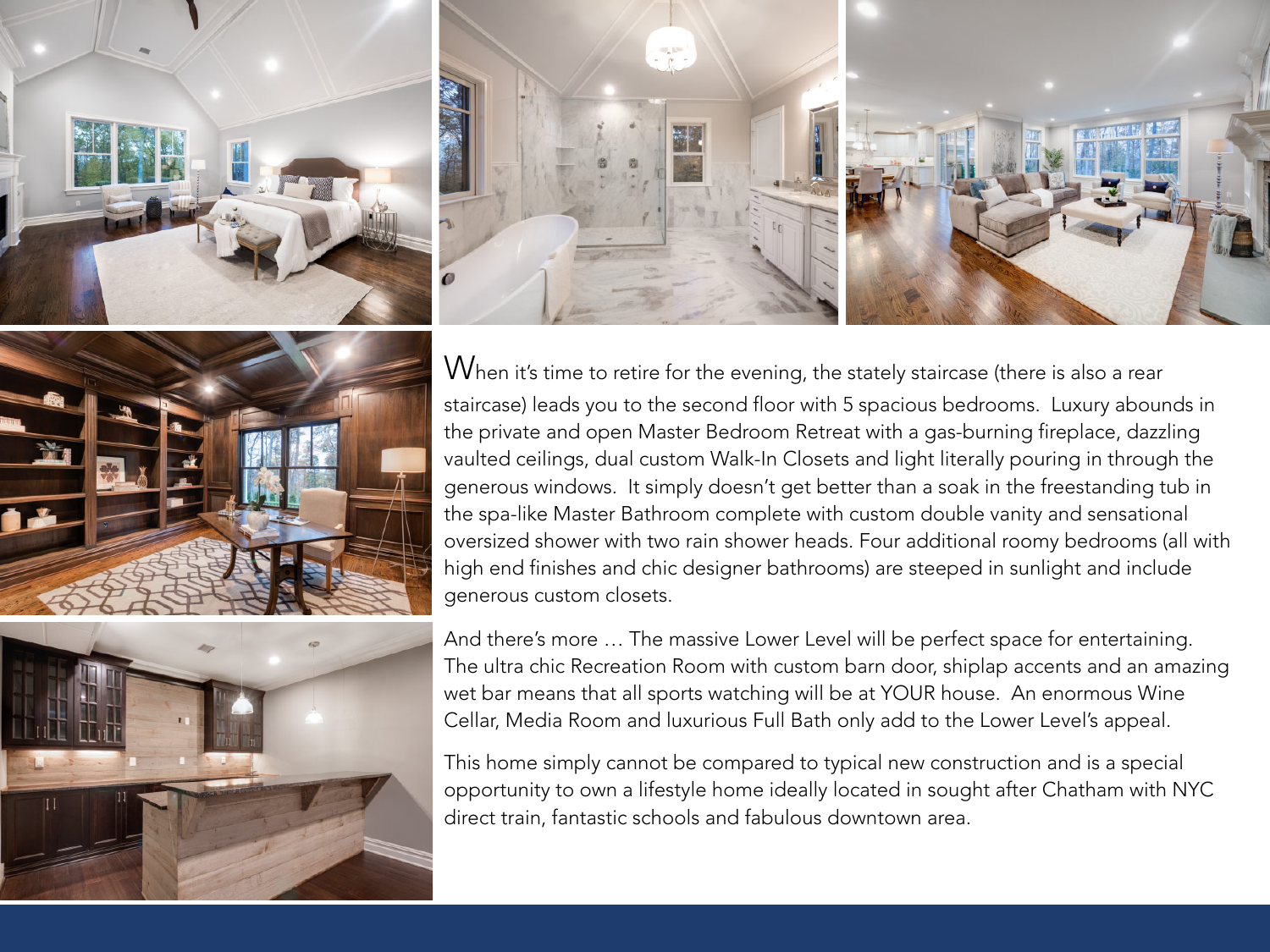When it's time to retire for the evening, the stately staircase (there is also a rear staircase) leads you to the second floor with 5 spacious bedrooms. Luxury abounds in the private and open Master Bedroom Retreat with a gas-burning fireplace, dazzling vaulted ceilings, dual custom Walk-In Closets and light literally pouring in through the generous windows. It simply doesn't get better than a soak in the freestanding tub in the spa-like Master Bathroom complete with custom double vanity and sensational oversized shower with two rain shower heads. Four additional roomy bedrooms (all with high end finishes and chic designer bathrooms) are steeped in sunlight and include generous custom closets.

And there's more … The massive Lower Level will be perfect space for entertaining. The ultra chic Recreation Room with custom barn door, shiplap accents and an amazing wet bar means that all sports watching will be at YOUR house. An enormous Wine Cellar, Media Room and luxurious Full Bath only add to the Lower Level's appeal.

This home simply cannot be compared to typical new construction and is a special opportunity to own a lifestyle home ideally located in sought after Chatham with NYC direct train, fantastic schools and fabulous downtown area.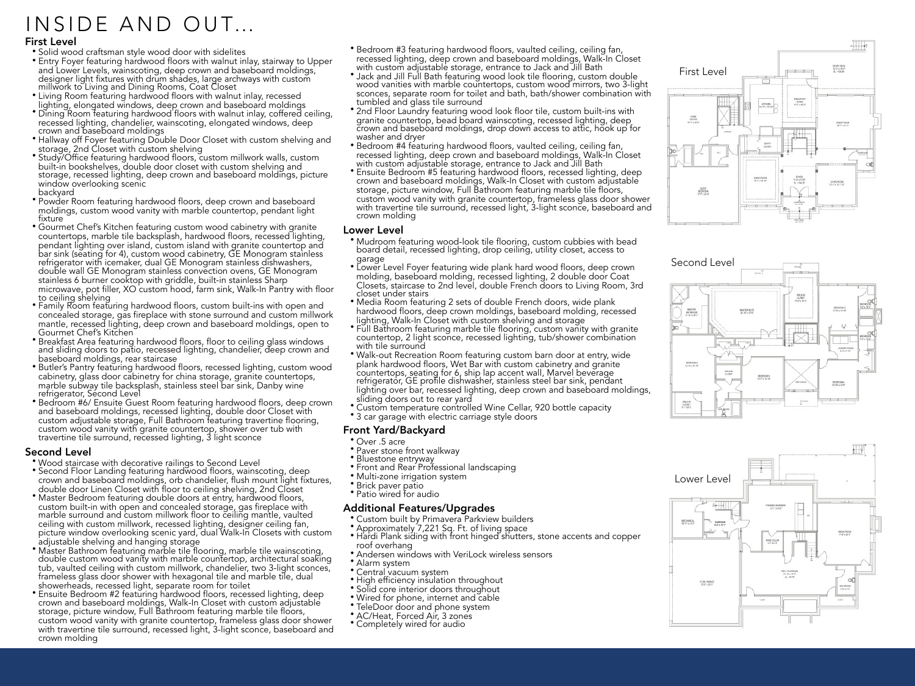# INSIDE AND OUT...

## First Level

- Solid wood craftsman style wood door with sidelites
- Entry Foyer featuring hardwood floors with walnut inlay, stairway to Upper and Lower Levels, wainscoting, deep crown and baseboard moldings, designer light fixtures with drum shades, large archways with custom millwork to Living and Dining Rooms, Coat Closet
- Living Room featuring hardwood floors with walnut inlay, recessed lighting, elongated windows, deep crown and baseboard moldings
- Dining Room featuring hardwood floors with walnut inlay, coffered ceiling, recessed lighting, chandelier, wainscoting, elongated windows, deep crown and baseboard moldings
- Hallway off Foyer featuring Double Door Closet with custom shelving and storage, 2nd Closet with custom shelving
- Study/Office featuring hardwood floors, custom millwork walls, custom built-in bookshelves, double door closet with custom shelving and storage, recessed lighting, deep crown and baseboard moldings, picture window overlooking scenic backyard
- Powder Room featuring hardwood floors, deep crown and baseboard moldings, custom wood vanity with marble countertop, pendant light fixture
- Gourmet Chef's Kitchen featuring custom wood cabinetry with granite countertops, marble tile backsplash, hardwood floors, recessed lighting, pendant lighting over island, custom island with granite countertop and bar sink (seating for 4), custom wood cabinetry, GE Monogram stainless refrigerator with icemaker, dual GE Monogram stainless dishwashers, double wall GE Monogram stainless convection ovens, GE Monogram stainless 6 burner cooktop with griddle, built-in stainless Sharp microwave, pot filler, XO custom hood, farm sink, Walk-In Pantry with floor to ceiling shelving
- Family Room featuring hardwood floors, custom built-ins with open and concealed storage, gas fireplace with stone surround and custom millwork mantle, recessed lighting, deep crown and baseboard moldings, open to Gourmet Chef's Kitchen
- Breakfast Area featuring hardwood floors, floor to ceiling glass windows and sliding doors to patio, recessed lighting, chandelier, deep crown and baseboard moldings, rear staircase
- Butler's Pantry featuring hardwood floors, recessed lighting, custom wood cabinetry, glass door cabinetry for china storage, granite countertops, marble subway tile backsplash, stainless steel bar sink, Danby wine refrigerator, Second Level
- Bedroom #6/ Ensuite Guest Room featuring hardwood floors, deep crown and baseboard moldings, recessed lighting, double door Closet with custom adjustable storage, Full Bathroom featuring travertine flooring, custom wood vanity with granite countertop, shower over tub with travertine tile surround, recessed lighting, 3 light sconce

## Second Level

- Wood staircase with decorative railings to Second Level
- Second Floor Landing featuring hardwood floors, wainscoting, deep crown and baseboard moldings, orb chandelier, flush mount light fixtures, double door Linen Closet with floor to ceiling shelving, 2nd Closet
- Master Bedroom featuring double doors at entry, hardwood floors, custom built-in with open and concealed storage, gas fireplace with marble surround and custom millwork floor to ceiling mantle, vaulted ceiling with custom millwork, recessed lighting, designer ceiling fan, picture window overlooking scenic yard, dual Walk-In Closets with custom adjustable shelving and hanging storage
- Master Bathroom featuring marble tile flooring, marble tile wainscoting, double custom wood vanity with marble countertop, architectural soaking tub, vaulted ceiling with custom millwork, chandelier, two 3-light sconces, frameless glass door shower with hexagonal tile and marble tile, dual showerheads, recessed light, separate room for toilet
- Ensuite Bedroom #2 featuring hardwood floors, recessed lighting, deep crown and baseboard moldings, Walk-In Closet with custom adjustable storage, picture window, Full Bathroom featuring marble tile floors, custom wood vanity with granite countertop, frameless glass door shower with travertine tile surround, recessed light, 3-light sconce, baseboard and crown molding
- Bedroom #3 featuring hardwood floors, vaulted ceiling, ceiling fan, recessed lighting, deep crown and baseboard moldings, Walk-In Closet with custom adjustable storage, entrance to Jack and Jill Bath
- Jack and Jill Full Bath featuring wood look tile flooring, custom double wood vanities with marble countertops, custom wood mirrors, two 3-light sconces, separate room for toilet and bath, bath/shower combination with tumbled and glass tile surround
- 2nd Floor Laundry featuring wood look floor tile, custom built-ins with granite countertop, bead board wainscoting, recessed lighting, deep crown and baseboard moldings, drop down access to attic, hook up for washer and dryer
- Bedroom #4 featuring hardwood floors, vaulted ceiling, ceiling fan, recessed lighting, deep crown and baseboard moldings, Walk-In Closet with custom adjustable storage, entrance to Jack and Jill Bath
- Ensuite Bedroom #5 featuring hardwood floors, recessed lighting, deep crown and baseboard moldings, Walk-In Closet with custom adjustable storage, picture window, Full Bathroom featuring marble tile floors, custom wood vanity with granite countertop, frameless glass door shower with travertine tile surround, recessed light, 3-light sconce, baseboard and crown molding

## Lower Level

- Mudroom featuring wood-look tile flooring, custom cubbies with bead board detail, recessed lighting, drop ceiling, utility closet, access to garage
- Lower Level Foyer featuring wide plank hard wood floors, deep crown molding, baseboard molding, recessed lighting, 2 double door Coat Closets, staircase to 2nd level, double French doors to Living Room, 3rd closet under stairs
- Media Room featuring 2 sets of double French doors, wide plank hardwood floors, deep crown moldings, baseboard molding, recessed lighting, Walk-In Closet with custom shelving and storage
- Full Bathroom featuring marble tile flooring, custom vanity with granite countertop, 2 light sconce, recessed lighting, tub/shower combination with tile surround
- Walk-out Recreation Room featuring custom barn door at entry, wide plank hardwood floors, Wet Bar with custom cabinetry and granite countertops, seating for 6, ship lap accent wall, Marvel beverage refrigerator, GE profile dishwasher, stainless steel bar sink, pendant lighting over bar, recessed lighting, deep crown and baseboard moldings, sliding doors out to rear yard
- Custom temperature controlled Wine Cellar, 920 bottle capacity
- 3 car garage with electric carriage style doors

## Front Yard/Backyard

- Over .5 acre
- Paver stone front walkway
- Bluestone entryway
- Front and Rear Professional landscaping
- Multi-zone irrigation system
- Brick paver patio
- Patio wired for audio

## Additional Features/Upgrades

- Custom built by Primavera Parkview builders
- Approximately 7,221 Sq. Ft. of living space
- Hardi Plank siding with front hinged shutters, stone accents and copper roof overhang
- Andersen windows with VeriLock wireless sensors
- Alarm system
- Central vacuum system
- High efficiency insulation throughout
- Solid core interior doors throughout
- Wired for phone, internet and cable
- TeleDoor door and phone system
- AC/Heat, Forced Air, 3 zones
- Completely wired for audio

First Level

Second Level

Lower Level